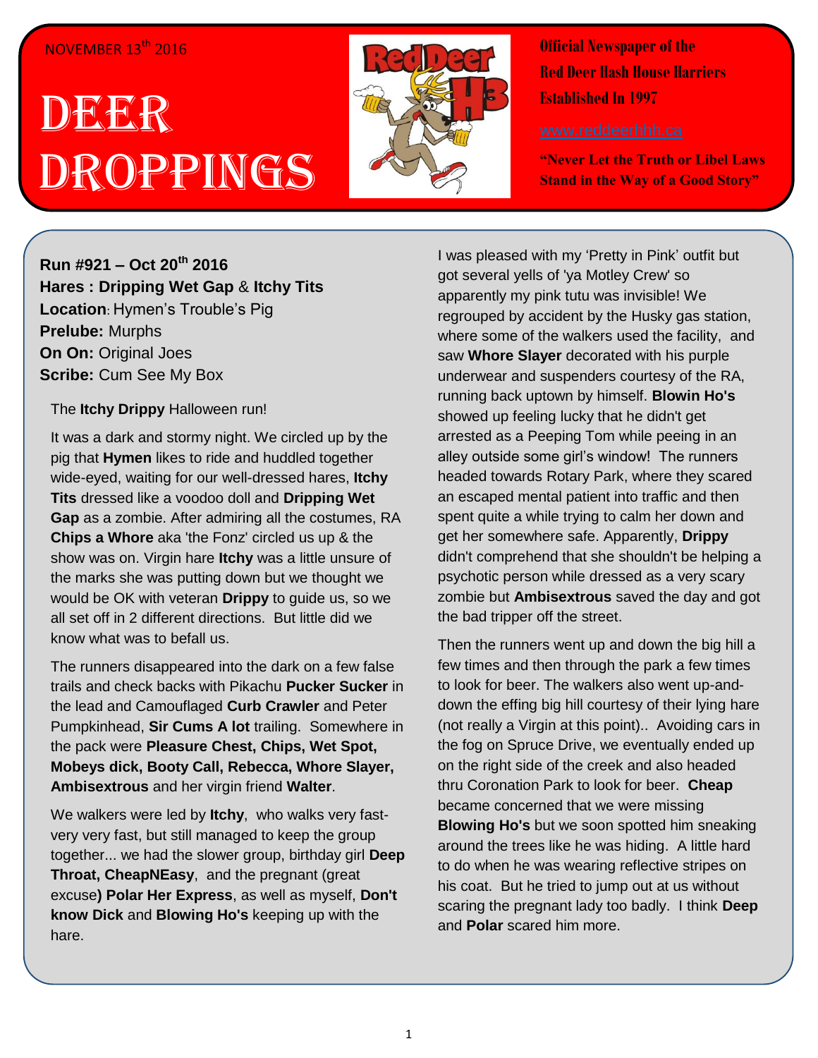NOVEMBER 13th 2016

# DEER DROPPINGS

**Official Newspaper of the Red Deer Hash House Harriers Established In 1997**

www.reddeerhhh.ca

**"Never Let the Truth or Libel Laws Stand in the Way of a Good Story"**

**Run #921 – Oct 20th 2016**
**Hares : Dripping Wet Gap** & **Itchy Tits**
**Location**: Hymen's Trouble's Pig
**Prelube:** Murphs
**On On:** Original Joes
**Scribe:** Cum See My Box

The **Itchy Drippy** Halloween run!

It was a dark and stormy night. We circled up by the pig that **Hymen** likes to ride and huddled together wide-eyed, waiting for our well-dressed hares, **Itchy Tits** dressed like a voodoo doll and **Dripping Wet Gap** as a zombie. After admiring all the costumes, RA **Chips a Whore** aka 'the Fonz' circled us up & the show was on. Virgin hare **Itchy** was a little unsure of the marks she was putting down but we thought we would be OK with veteran **Drippy** to guide us, so we all set off in 2 different directions. But little did we know what was to befall us.

The runners disappeared into the dark on a few false trails and check backs with Pikachu **Pucker Sucker** in the lead and Camouflaged **Curb Crawler** and Peter Pumpkinhead, **Sir Cums A lot** trailing. Somewhere in the pack were **Pleasure Chest, Chips, Wet Spot, Mobeys dick, Booty Call, Rebecca, Whore Slayer, Ambisextrous** and her virgin friend **Walter**.

We walkers were led by **Itchy**, who walks very fast- very very fast, but still managed to keep the group together... we had the slower group, birthday girl **Deep Throat, CheapNEasy**, and the pregnant (great excuse**) Polar Her Express**, as well as myself, **Don't know Dick** and **Blowing Ho's** keeping up with the hare.

I was pleased with my 'Pretty in Pink' outfit but got several yells of 'ya Motley Crew' so apparently my pink tutu was invisible! We regrouped by accident by the Husky gas station, where some of the walkers used the facility, and saw **Whore Slayer** decorated with his purple underwear and suspenders courtesy of the RA, running back uptown by himself. **Blowin Ho's** showed up feeling lucky that he didn't get arrested as a Peeping Tom while peeing in an alley outside some girl's window! The runners headed towards Rotary Park, where they scared an escaped mental patient into traffic and then spent quite a while trying to calm her down and get her somewhere safe. Apparently, **Drippy** didn't comprehend that she shouldn't be helping a psychotic person while dressed as a very scary zombie but **Ambisextrous** saved the day and got the bad tripper off the street.

Then the runners went up and down the big hill a few times and then through the park a few times to look for beer. The walkers also went up-and-down the effing big hill courtesy of their lying hare (not really a Virgin at this point).. Avoiding cars in the fog on Spruce Drive, we eventually ended up on the right side of the creek and also headed thru Coronation Park to look for beer. **Cheap** became concerned that we were missing **Blowing Ho's** but we soon spotted him sneaking around the trees like he was hiding. A little hard to do when he was wearing reflective stripes on his coat. But he tried to jump out at us without scaring the pregnant lady too badly. I think **Deep** and **Polar** scared him more.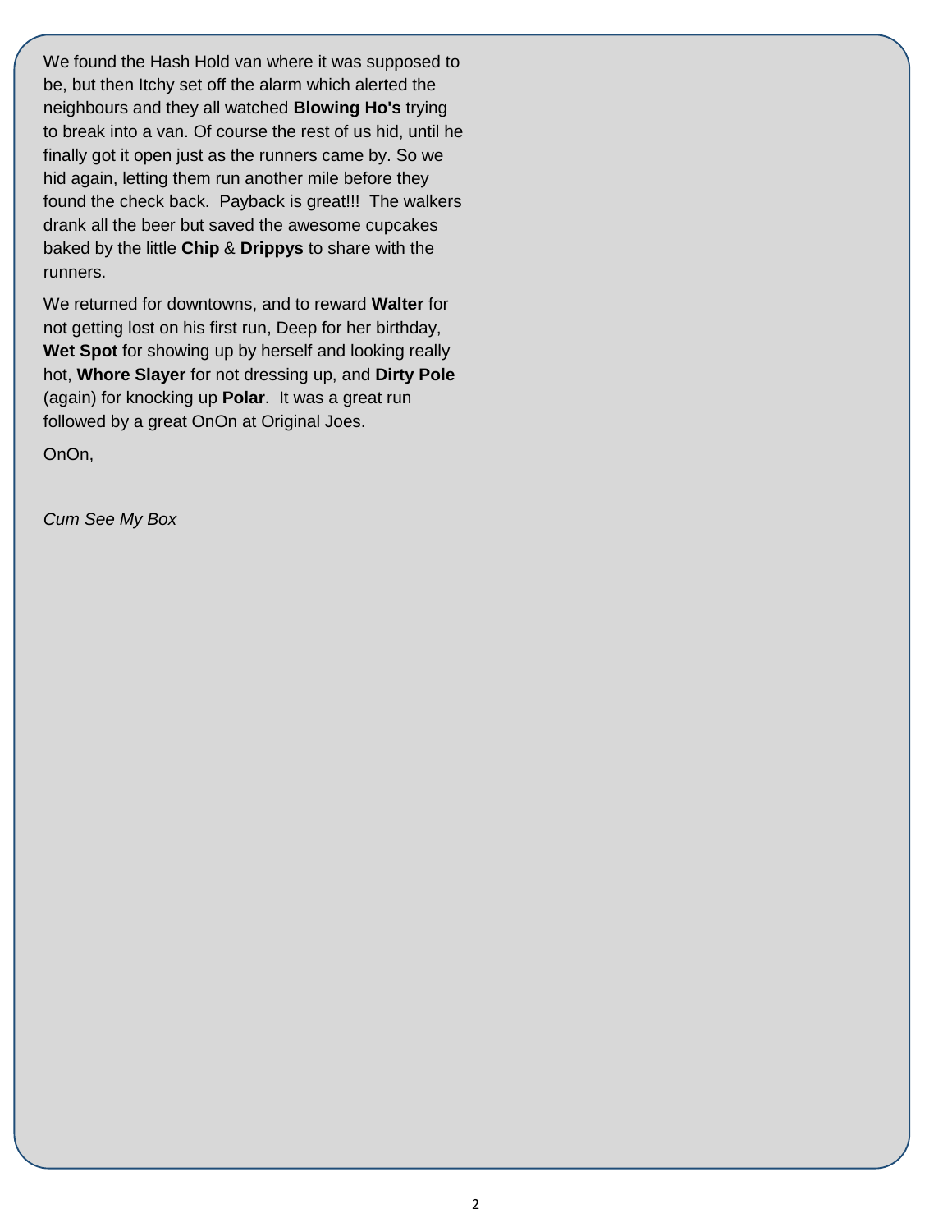We found the Hash Hold van where it was supposed to be, but then Itchy set off the alarm which alerted the neighbours and they all watched **Blowing Ho's** trying to break into a van. Of course the rest of us hid, until he finally got it open just as the runners came by. So we hid again, letting them run another mile before they found the check back.  Payback is great!!!  The walkers drank all the beer but saved the awesome cupcakes baked by the little **Chip** & **Drippys** to share with the runners.

We returned for downtowns, and to reward **Walter** for not getting lost on his first run, Deep for her birthday, **Wet Spot** for showing up by herself and looking really hot, **Whore Slayer** for not dressing up, and **Dirty Pole** (again) for knocking up **Polar**.  It was a great run followed by a great OnOn at Original Joes.

OnOn,

*Cum See My Box*